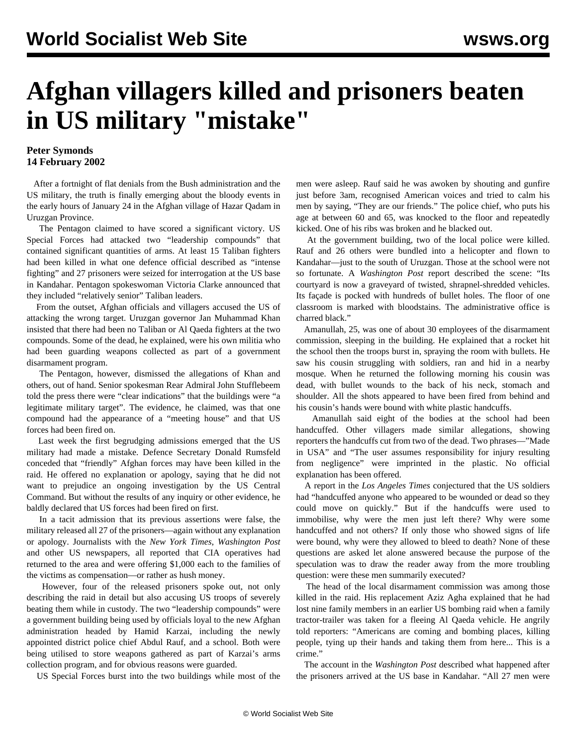# Afghan villagers killed and prisoners beaten in US military "mistake"

**Peter Symonds**
**14 February 2002**

After a fortnight of flat denials from the Bush administration and the US military, the truth is finally emerging about the bloody events in the early hours of January 24 in the Afghan village of Hazar Qadam in Uruzgan Province.

The Pentagon claimed to have scored a significant victory. US Special Forces had attacked two "leadership compounds" that contained significant quantities of arms. At least 15 Taliban fighters had been killed in what one defence official described as "intense fighting" and 27 prisoners were seized for interrogation at the US base in Kandahar. Pentagon spokeswoman Victoria Clarke announced that they included "relatively senior" Taliban leaders.

From the outset, Afghan officials and villagers accused the US of attacking the wrong target. Uruzgan governor Jan Muhammad Khan insisted that there had been no Taliban or Al Qaeda fighters at the two compounds. Some of the dead, he explained, were his own militia who had been guarding weapons collected as part of a government disarmament program.

The Pentagon, however, dismissed the allegations of Khan and others, out of hand. Senior spokesman Rear Admiral John Stufflebeem told the press there were "clear indications" that the buildings were "a legitimate military target". The evidence, he claimed, was that one compound had the appearance of a "meeting house" and that US forces had been fired on.

Last week the first begrudging admissions emerged that the US military had made a mistake. Defence Secretary Donald Rumsfeld conceded that "friendly" Afghan forces may have been killed in the raid. He offered no explanation or apology, saying that he did not want to prejudice an ongoing investigation by the US Central Command. But without the results of any inquiry or other evidence, he baldly declared that US forces had been fired on first.

In a tacit admission that its previous assertions were false, the military released all 27 of the prisoners—again without any explanation or apology. Journalists with the *New York Times*, *Washington Post* and other US newspapers, all reported that CIA operatives had returned to the area and were offering $1,000 each to the families of the victims as compensation—or rather as hush money.

However, four of the released prisoners spoke out, not only describing the raid in detail but also accusing US troops of severely beating them while in custody. The two "leadership compounds" were a government building being used by officials loyal to the new Afghan administration headed by Hamid Karzai, including the newly appointed district police chief Abdul Rauf, and a school. Both were being utilised to store weapons gathered as part of Karzai's arms collection program, and for obvious reasons were guarded.

US Special Forces burst into the two buildings while most of the men were asleep. Rauf said he was awoken by shouting and gunfire just before 3am, recognised American voices and tried to calm his men by saying, "They are our friends." The police chief, who puts his age at between 60 and 65, was knocked to the floor and repeatedly kicked. One of his ribs was broken and he blacked out.

At the government building, two of the local police were killed. Rauf and 26 others were bundled into a helicopter and flown to Kandahar—just to the south of Uruzgan. Those at the school were not so fortunate. A *Washington Post* report described the scene: "Its courtyard is now a graveyard of twisted, shrapnel-shredded vehicles. Its façade is pocked with hundreds of bullet holes. The floor of one classroom is marked with bloodstains. The administrative office is charred black."

Amanullah, 25, was one of about 30 employees of the disarmament commission, sleeping in the building. He explained that a rocket hit the school then the troops burst in, spraying the room with bullets. He saw his cousin struggling with soldiers, ran and hid in a nearby mosque. When he returned the following morning his cousin was dead, with bullet wounds to the back of his neck, stomach and shoulder. All the shots appeared to have been fired from behind and his cousin's hands were bound with white plastic handcuffs.

Amanullah said eight of the bodies at the school had been handcuffed. Other villagers made similar allegations, showing reporters the handcuffs cut from two of the dead. Two phrases—"Made in USA" and "The user assumes responsibility for injury resulting from negligence" were imprinted in the plastic. No official explanation has been offered.

A report in the *Los Angeles Times* conjectured that the US soldiers had "handcuffed anyone who appeared to be wounded or dead so they could move on quickly." But if the handcuffs were used to immobilise, why were the men just left there? Why were some handcuffed and not others? If only those who showed signs of life were bound, why were they allowed to bleed to death? None of these questions are asked let alone answered because the purpose of the speculation was to draw the reader away from the more troubling question: were these men summarily executed?

The head of the local disarmament commission was among those killed in the raid. His replacement Aziz Agha explained that he had lost nine family members in an earlier US bombing raid when a family tractor-trailer was taken for a fleeing Al Qaeda vehicle. He angrily told reporters: "Americans are coming and bombing places, killing people, tying up their hands and taking them from here... This is a crime."

The account in the *Washington Post* described what happened after the prisoners arrived at the US base in Kandahar. "All 27 men were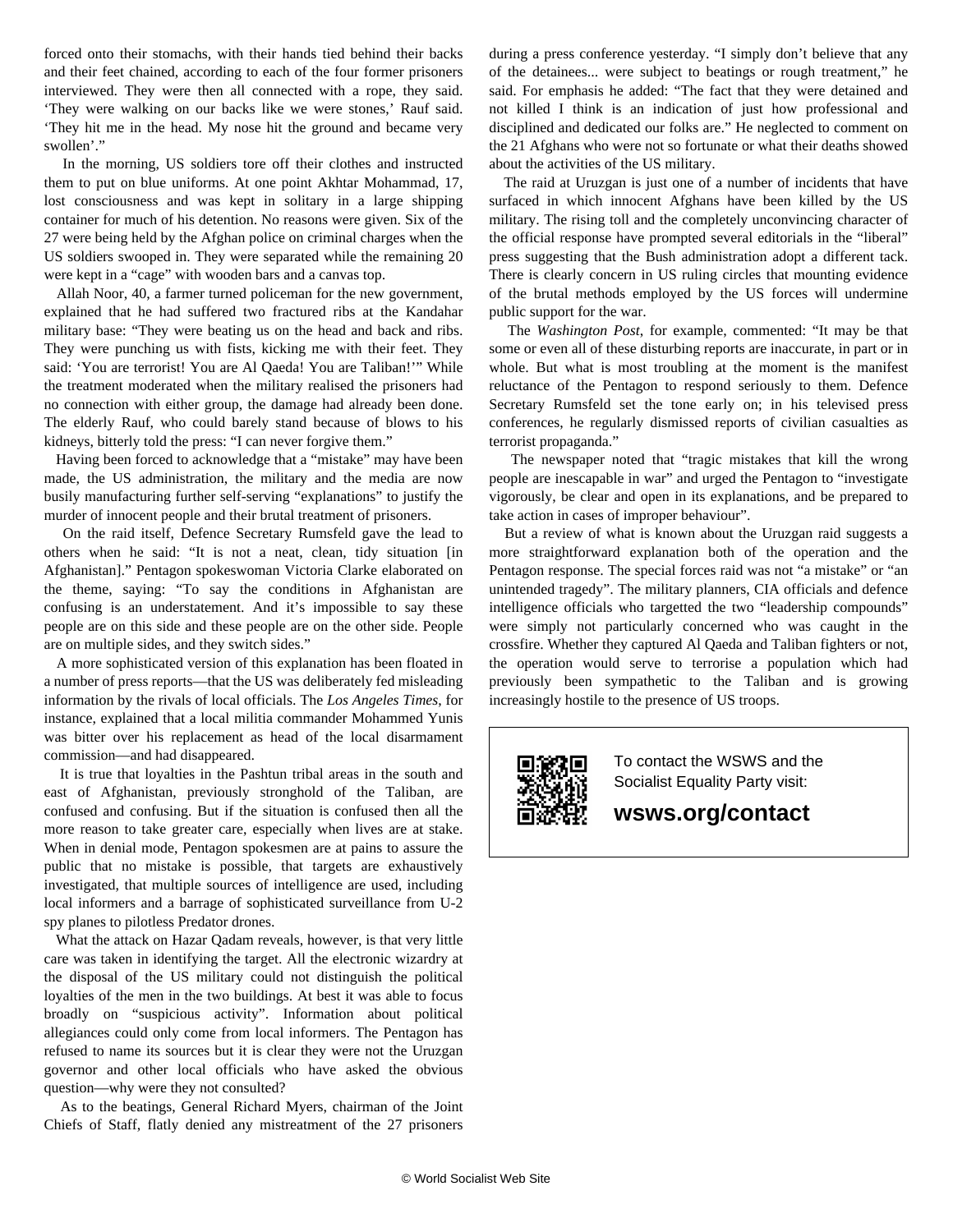forced onto their stomachs, with their hands tied behind their backs and their feet chained, according to each of the four former prisoners interviewed. They were then all connected with a rope, they said. 'They were walking on our backs like we were stones,' Rauf said. 'They hit me in the head. My nose hit the ground and became very swollen'."

In the morning, US soldiers tore off their clothes and instructed them to put on blue uniforms. At one point Akhtar Mohammad, 17, lost consciousness and was kept in solitary in a large shipping container for much of his detention. No reasons were given. Six of the 27 were being held by the Afghan police on criminal charges when the US soldiers swooped in. They were separated while the remaining 20 were kept in a "cage" with wooden bars and a canvas top.

Allah Noor, 40, a farmer turned policeman for the new government, explained that he had suffered two fractured ribs at the Kandahar military base: "They were beating us on the head and back and ribs. They were punching us with fists, kicking me with their feet. They said: 'You are terrorist! You are Al Qaeda! You are Taliban!'" While the treatment moderated when the military realised the prisoners had no connection with either group, the damage had already been done. The elderly Rauf, who could barely stand because of blows to his kidneys, bitterly told the press: "I can never forgive them."

Having been forced to acknowledge that a "mistake" may have been made, the US administration, the military and the media are now busily manufacturing further self-serving "explanations" to justify the murder of innocent people and their brutal treatment of prisoners.

On the raid itself, Defence Secretary Rumsfeld gave the lead to others when he said: "It is not a neat, clean, tidy situation [in Afghanistan]." Pentagon spokeswoman Victoria Clarke elaborated on the theme, saying: "To say the conditions in Afghanistan are confusing is an understatement. And it's impossible to say these people are on this side and these people are on the other side. People are on multiple sides, and they switch sides."

A more sophisticated version of this explanation has been floated in a number of press reports—that the US was deliberately fed misleading information by the rivals of local officials. The *Los Angeles Times*, for instance, explained that a local militia commander Mohammed Yunis was bitter over his replacement as head of the local disarmament commission—and had disappeared.

It is true that loyalties in the Pashtun tribal areas in the south and east of Afghanistan, previously stronghold of the Taliban, are confused and confusing. But if the situation is confused then all the more reason to take greater care, especially when lives are at stake. When in denial mode, Pentagon spokesmen are at pains to assure the public that no mistake is possible, that targets are exhaustively investigated, that multiple sources of intelligence are used, including local informers and a barrage of sophisticated surveillance from U-2 spy planes to pilotless Predator drones.

What the attack on Hazar Qadam reveals, however, is that very little care was taken in identifying the target. All the electronic wizardry at the disposal of the US military could not distinguish the political loyalties of the men in the two buildings. At best it was able to focus broadly on "suspicious activity". Information about political allegiances could only come from local informers. The Pentagon has refused to name its sources but it is clear they were not the Uruzgan governor and other local officials who have asked the obvious question—why were they not consulted?

As to the beatings, General Richard Myers, chairman of the Joint Chiefs of Staff, flatly denied any mistreatment of the 27 prisoners during a press conference yesterday. "I simply don't believe that any of the detainees... were subject to beatings or rough treatment," he said. For emphasis he added: "The fact that they were detained and not killed I think is an indication of just how professional and disciplined and dedicated our folks are." He neglected to comment on the 21 Afghans who were not so fortunate or what their deaths showed about the activities of the US military.

The raid at Uruzgan is just one of a number of incidents that have surfaced in which innocent Afghans have been killed by the US military. The rising toll and the completely unconvincing character of the official response have prompted several editorials in the "liberal" press suggesting that the Bush administration adopt a different tack. There is clearly concern in US ruling circles that mounting evidence of the brutal methods employed by the US forces will undermine public support for the war.

The *Washington Post*, for example, commented: "It may be that some or even all of these disturbing reports are inaccurate, in part or in whole. But what is most troubling at the moment is the manifest reluctance of the Pentagon to respond seriously to them. Defence Secretary Rumsfeld set the tone early on; in his televised press conferences, he regularly dismissed reports of civilian casualties as terrorist propaganda."

The newspaper noted that "tragic mistakes that kill the wrong people are inescapable in war" and urged the Pentagon to "investigate vigorously, be clear and open in its explanations, and be prepared to take action in cases of improper behaviour".

But a review of what is known about the Uruzgan raid suggests a more straightforward explanation both of the operation and the Pentagon response. The special forces raid was not "a mistake" or "an unintended tragedy". The military planners, CIA officials and defence intelligence officials who targetted the two "leadership compounds" were simply not particularly concerned who was caught in the crossfire. Whether they captured Al Qaeda and Taliban fighters or not, the operation would serve to terrorise a population which had previously been sympathetic to the Taliban and is growing increasingly hostile to the presence of US troops.

To contact the WSWS and the Socialist Equality Party visit:

**wsws.org/contact**